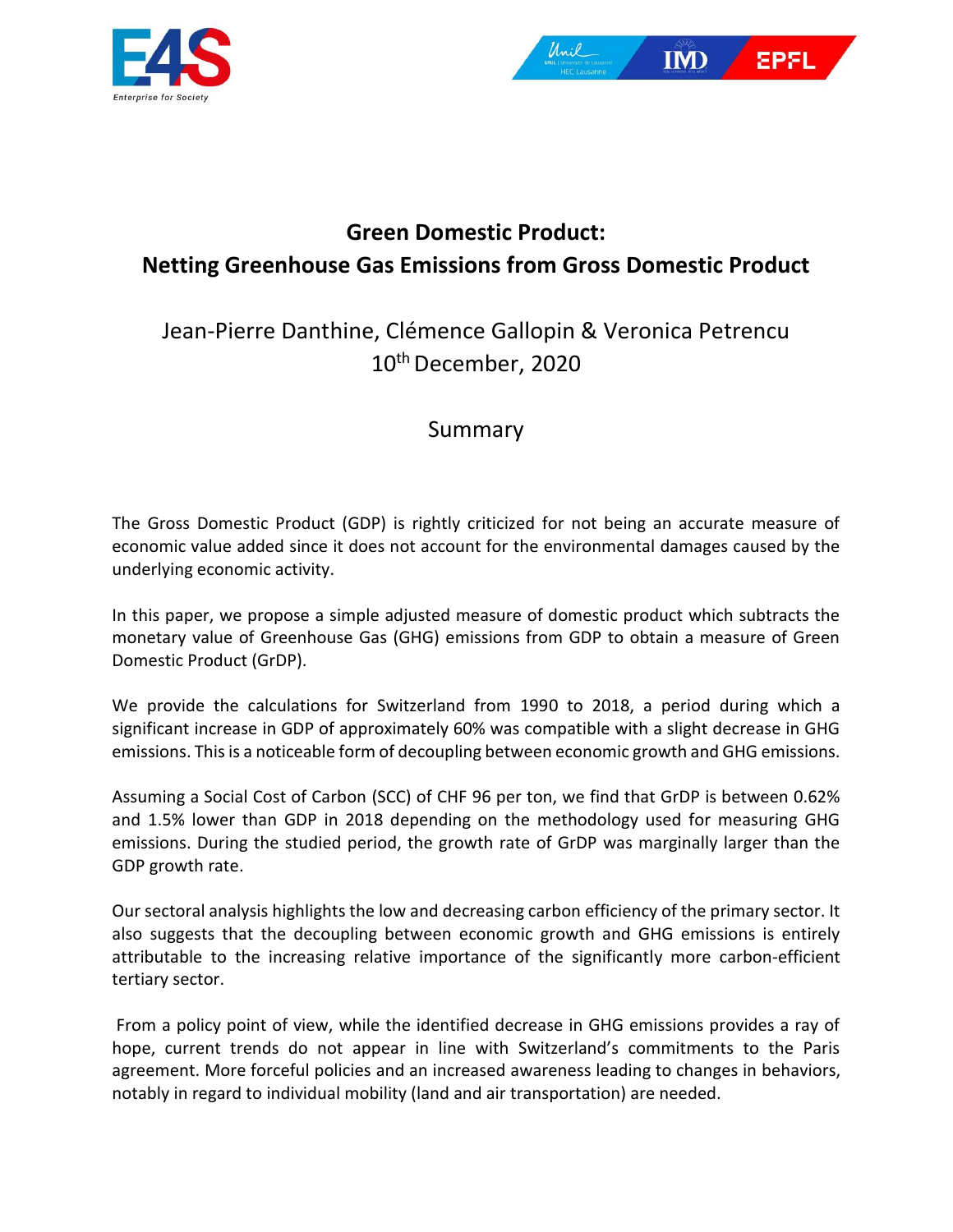# Green Domestic Product:
# Netting Greenhouse Gas Emissions from Gross Domestic Product

Jean-Pierre Danthine, Clémence Gallopin & Veronica Petrencu

10th December, 2020

## Summary

The Gross Domestic Product (GDP) is rightly criticized for not being an accurate measure of economic value added since it does not account for the environmental damages caused by the underlying economic activity.

In this paper, we propose a simple adjusted measure of domestic product which subtracts the monetary value of Greenhouse Gas (GHG) emissions from GDP to obtain a measure of Green Domestic Product (GrDP).

We provide the calculations for Switzerland from 1990 to 2018, a period during which a significant increase in GDP of approximately 60% was compatible with a slight decrease in GHG emissions. This is a noticeable form of decoupling between economic growth and GHG emissions.

Assuming a Social Cost of Carbon (SCC) of CHF 96 per ton, we find that GrDP is between 0.62% and 1.5% lower than GDP in 2018 depending on the methodology used for measuring GHG emissions. During the studied period, the growth rate of GrDP was marginally larger than the GDP growth rate.

Our sectoral analysis highlights the low and decreasing carbon efficiency of the primary sector. It also suggests that the decoupling between economic growth and GHG emissions is entirely attributable to the increasing relative importance of the significantly more carbon-efficient tertiary sector.

From a policy point of view, while the identified decrease in GHG emissions provides a ray of hope, current trends do not appear in line with Switzerland's commitments to the Paris agreement. More forceful policies and an increased awareness leading to changes in behaviors, notably in regard to individual mobility (land and air transportation) are needed.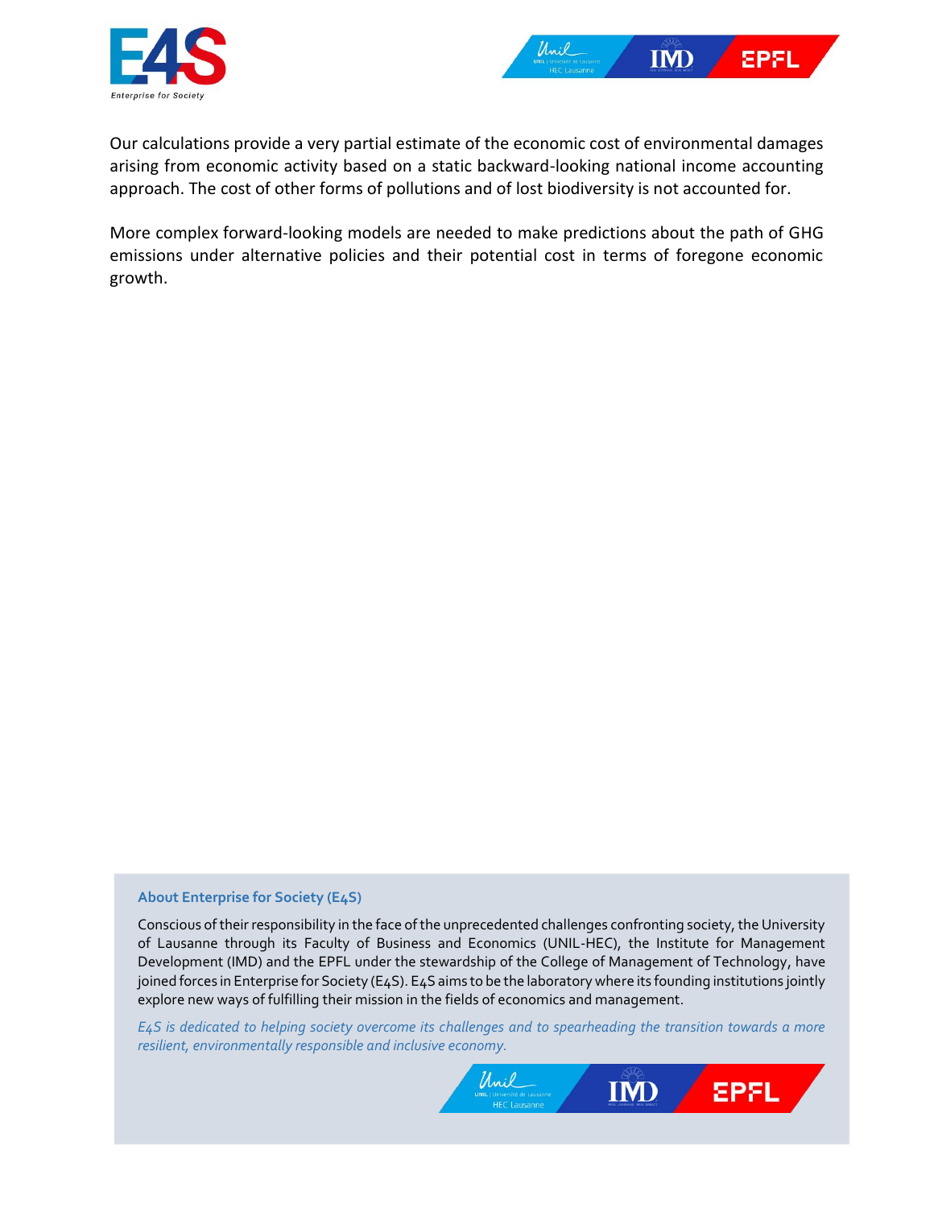Our calculations provide a very partial estimate of the economic cost of environmental damages arising from economic activity based on a static backward-looking national income accounting approach. The cost of other forms of pollutions and of lost biodiversity is not accounted for.

More complex forward-looking models are needed to make predictions about the path of GHG emissions under alternative policies and their potential cost in terms of foregone economic growth.

**About Enterprise for Society (E4S)**

Conscious of their responsibility in the face of the unprecedented challenges confronting society, the University of Lausanne through its Faculty of Business and Economics (UNIL-HEC), the Institute for Management Development (IMD) and the EPFL under the stewardship of the College of Management of Technology, have joined forces in Enterprise for Society (E4S). E4S aims to be the laboratory where its founding institutions jointly explore new ways of fulfilling their mission in the fields of economics and management.

*E4S is dedicated to helping society overcome its challenges and to spearheading the transition towards a more resilient, environmentally responsible and inclusive economy.*